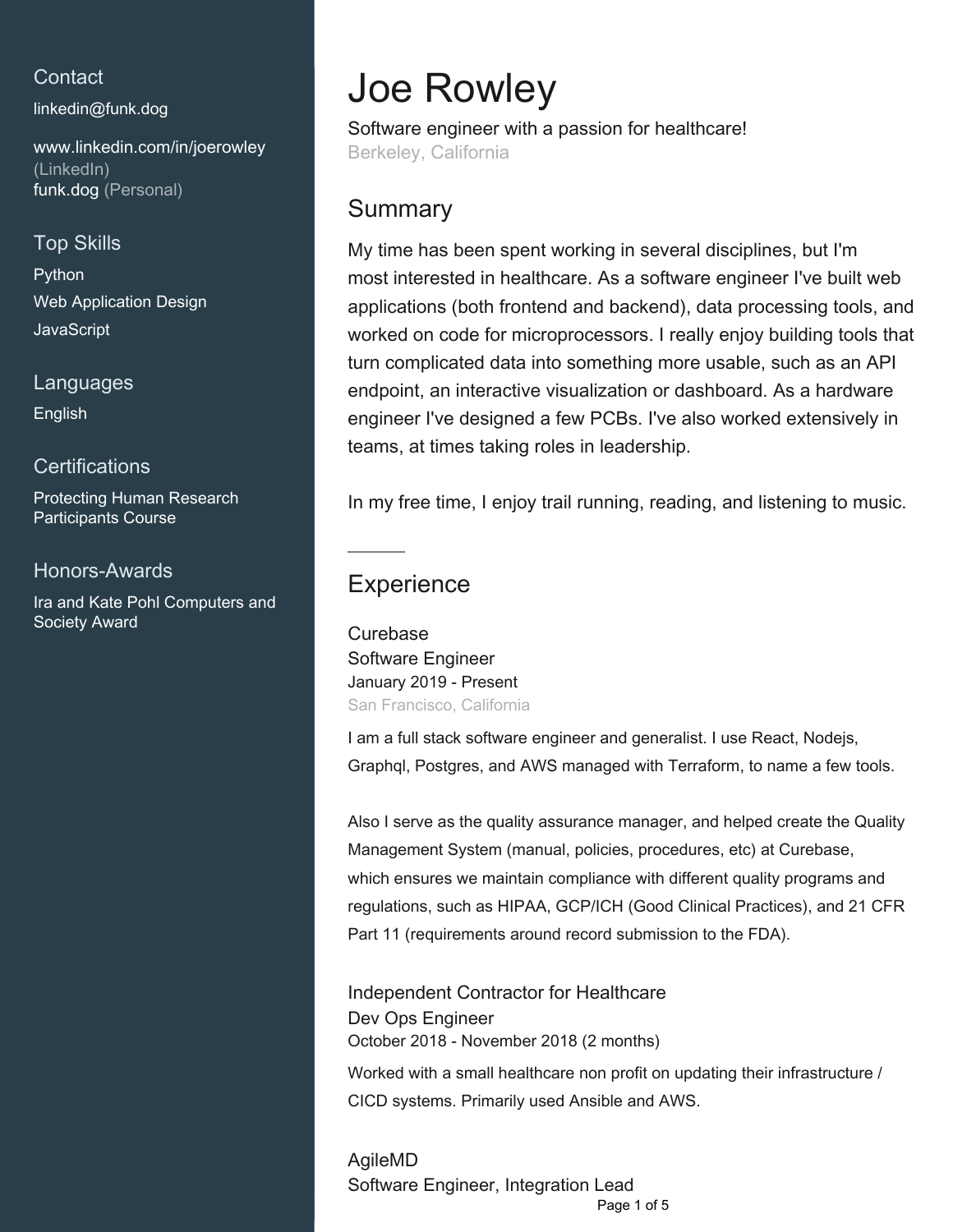# Joe Rowley

Software engineer with a passion for healthcare!

Berkeley, California

## Contact

linkedin@funk.dog

www.linkedin.com/in/joerowley (LinkedIn)

funk.dog (Personal)

## Top Skills

Python

Web Application Design

JavaScript

## Languages

English

## Certifications

Protecting Human Research Participants Course

## Honors-Awards

Ira and Kate Pohl Computers and Society Award

## Summary

My time has been spent working in several disciplines, but I'm most interested in healthcare. As a software engineer I've built web applications (both frontend and backend), data processing tools, and worked on code for microprocessors. I really enjoy building tools that turn complicated data into something more usable, such as an API endpoint, an interactive visualization or dashboard. As a hardware engineer I've designed a few PCBs. I've also worked extensively in teams, at times taking roles in leadership.

In my free time, I enjoy trail running, reading, and listening to music.

---

## Experience

### Curebase

Software Engineer

January 2019 - Present

San Francisco, California

I am a full stack software engineer and generalist. I use React, Nodejs, Graphql, Postgres, and AWS managed with Terraform, to name a few tools.

Also I serve as the quality assurance manager, and helped create the Quality Management System (manual, policies, procedures, etc) at Curebase, which ensures we maintain compliance with different quality programs and regulations, such as HIPAA, GCP/ICH (Good Clinical Practices), and 21 CFR Part 11 (requirements around record submission to the FDA).

### Independent Contractor for Healthcare

Dev Ops Engineer

October 2018 - November 2018 (2 months)

Worked with a small healthcare non profit on updating their infrastructure / CICD systems. Primarily used Ansible and AWS.

### AgileMD

Software Engineer, Integration Lead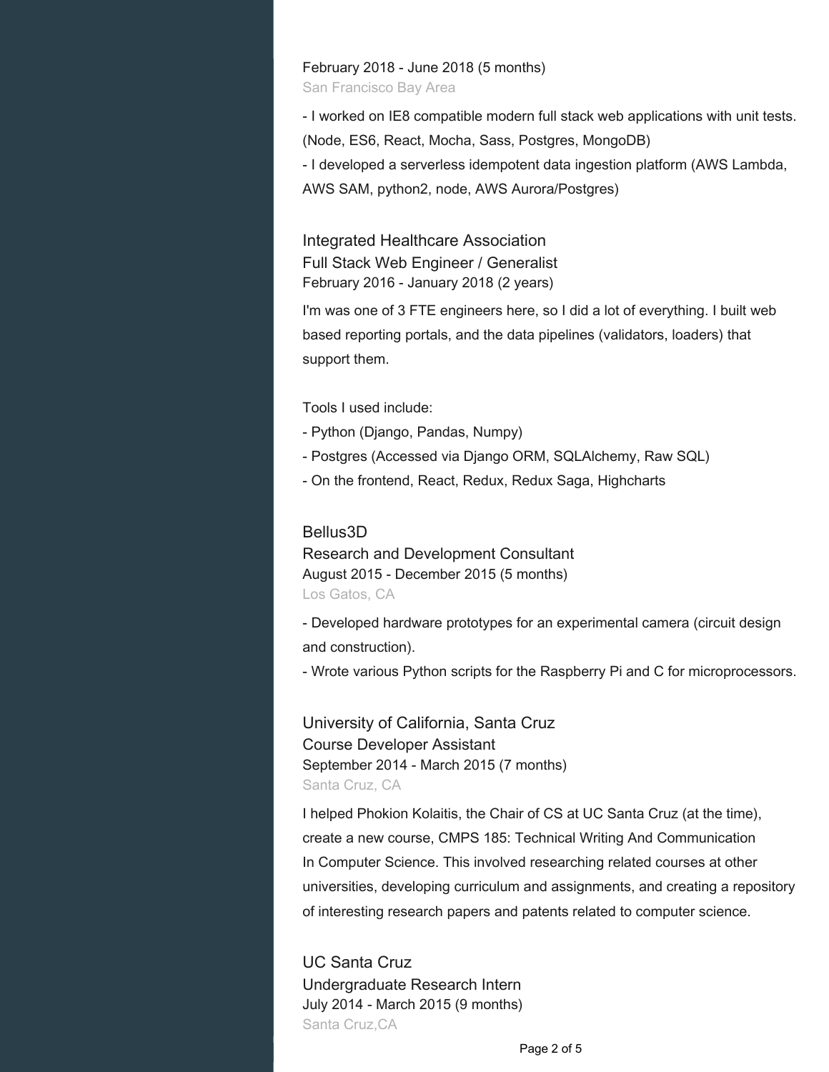February 2018 - June 2018 (5 months)
San Francisco Bay Area

- I worked on IE8 compatible modern full stack web applications with unit tests. (Node, ES6, React, Mocha, Sass, Postgres, MongoDB)
- I developed a serverless idempotent data ingestion platform (AWS Lambda, AWS SAM, python2, node, AWS Aurora/Postgres)

### Integrated Healthcare Association
Full Stack Web Engineer / Generalist
February 2016 - January 2018 (2 years)

I'm was one of 3 FTE engineers here, so I did a lot of everything. I built web based reporting portals, and the data pipelines (validators, loaders) that support them.

Tools I used include:
- Python (Django, Pandas, Numpy)
- Postgres (Accessed via Django ORM, SQLAlchemy, Raw SQL)
- On the frontend, React, Redux, Redux Saga, Highcharts

### Bellus3D
Research and Development Consultant
August 2015 - December 2015 (5 months)
Los Gatos, CA

- Developed hardware prototypes for an experimental camera (circuit design and construction).
- Wrote various Python scripts for the Raspberry Pi and C for microprocessors.

### University of California, Santa Cruz
Course Developer Assistant
September 2014 - March 2015 (7 months)
Santa Cruz, CA

I helped Phokion Kolaitis, the Chair of CS at UC Santa Cruz (at the time), create a new course, CMPS 185: Technical Writing And Communication In Computer Science. This involved researching related courses at other universities, developing curriculum and assignments, and creating a repository of interesting research papers and patents related to computer science.

### UC Santa Cruz
Undergraduate Research Intern
July 2014 - March 2015 (9 months)
Santa Cruz,CA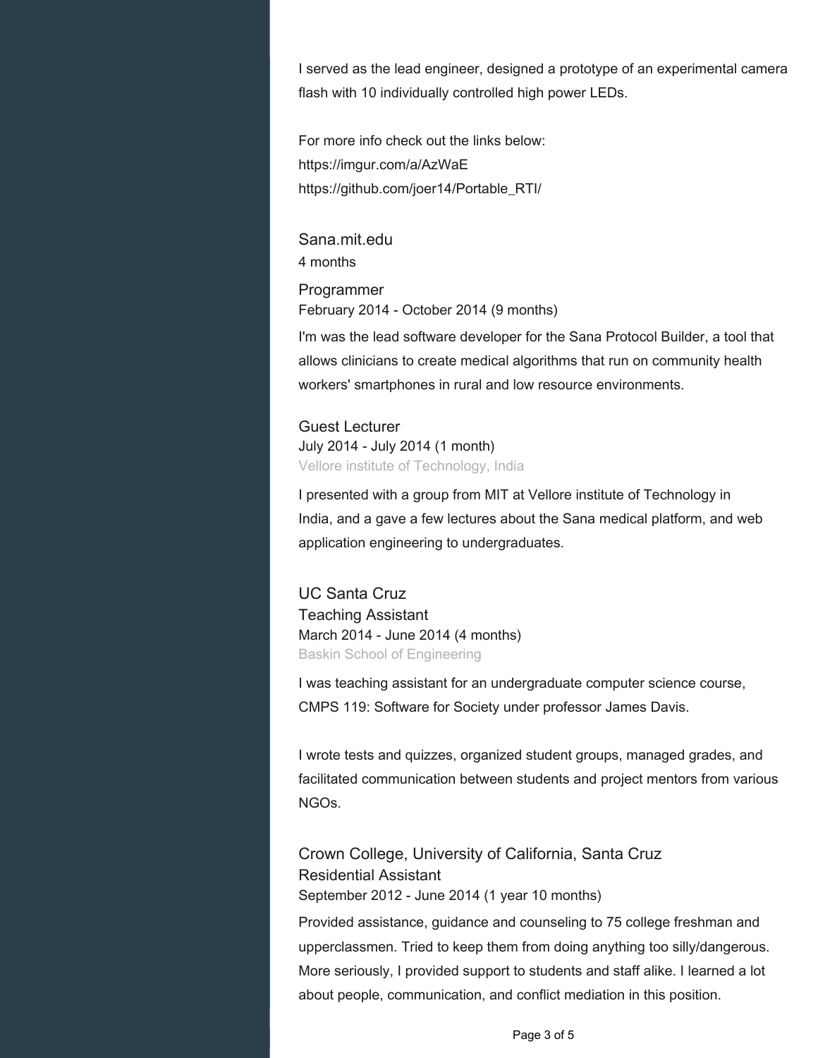I served as the lead engineer, designed a prototype of an experimental camera flash with 10 individually controlled high power LEDs.

For more info check out the links below:
https://imgur.com/a/AzWaE
https://github.com/joer14/Portable_RTI/

### Sana.mit.edu

4 months

#### Programmer

February 2014 - October 2014 (9 months)

I'm was the lead software developer for the Sana Protocol Builder, a tool that allows clinicians to create medical algorithms that run on community health workers' smartphones in rural and low resource environments.

#### Guest Lecturer

July 2014 - July 2014 (1 month)
Vellore institute of Technology, India

I presented with a group from MIT at Vellore institute of Technology in India, and a gave a few lectures about the Sana medical platform, and web application engineering to undergraduates.

### UC Santa Cruz

#### Teaching Assistant

March 2014 - June 2014 (4 months)
Baskin School of Engineering

I was teaching assistant for an undergraduate computer science course, CMPS 119: Software for Society under professor James Davis.

I wrote tests and quizzes, organized student groups, managed grades, and facilitated communication between students and project mentors from various NGOs.

### Crown College, University of California, Santa Cruz

#### Residential Assistant

September 2012 - June 2014 (1 year 10 months)

Provided assistance, guidance and counseling to 75 college freshman and upperclassmen. Tried to keep them from doing anything too silly/dangerous. More seriously, I provided support to students and staff alike. I learned a lot about people, communication, and conflict mediation in this position.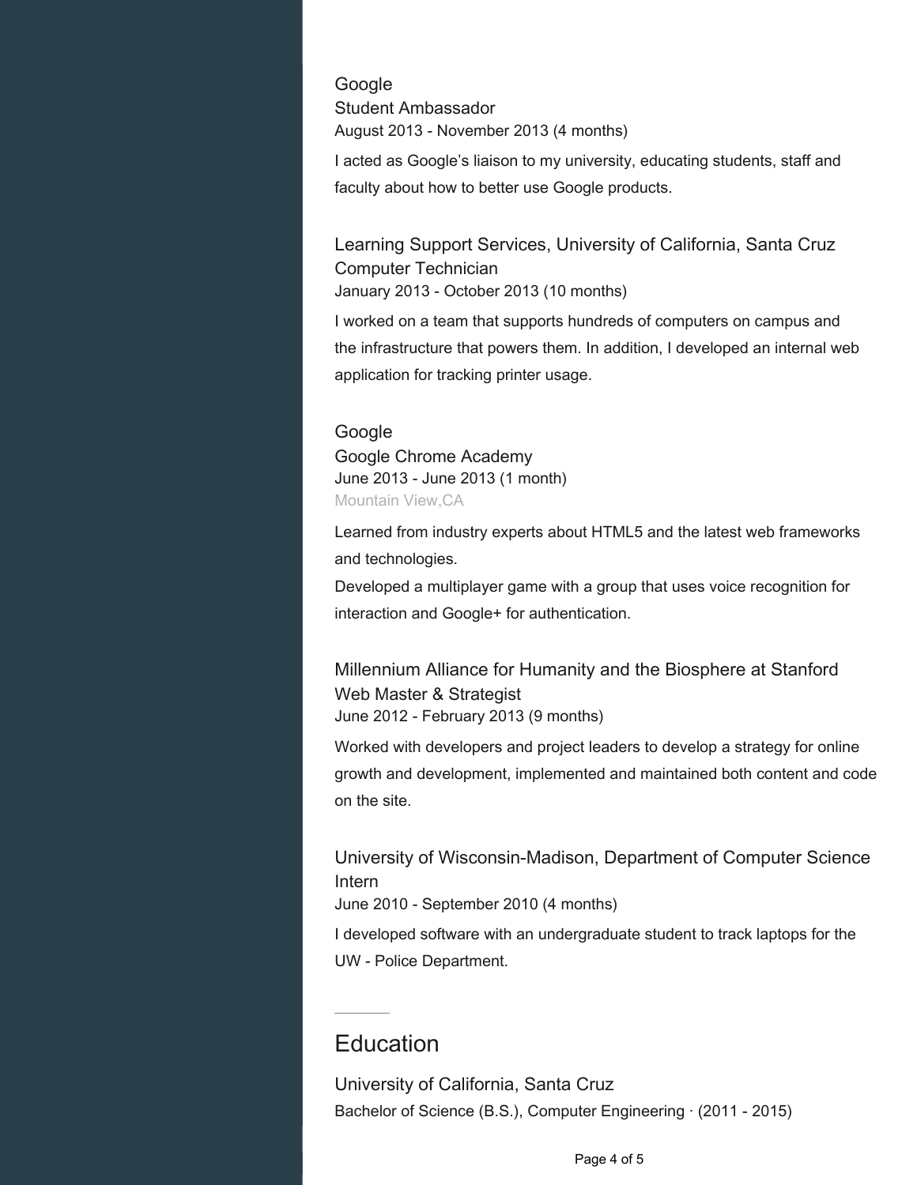Google
Student Ambassador
August 2013 - November 2013 (4 months)

I acted as Google's liaison to my university, educating students, staff and faculty about how to better use Google products.

Learning Support Services, University of California, Santa Cruz
Computer Technician
January 2013 - October 2013 (10 months)

I worked on a team that supports hundreds of computers on campus and the infrastructure that powers them. In addition, I developed an internal web application for tracking printer usage.

Google
Google Chrome Academy
June 2013 - June 2013 (1 month)
Mountain View,CA

Learned from industry experts about HTML5 and the latest web frameworks and technologies.
Developed a multiplayer game with a group that uses voice recognition for interaction and Google+ for authentication.

Millennium Alliance for Humanity and the Biosphere at Stanford
Web Master & Strategist
June 2012 - February 2013 (9 months)

Worked with developers and project leaders to develop a strategy for online growth and development, implemented and maintained both content and code on the site.

University of Wisconsin-Madison, Department of Computer Science
Intern
June 2010 - September 2010 (4 months)

I developed software with an undergraduate student to track laptops for the UW - Police Department.

## Education

University of California, Santa Cruz
Bachelor of Science (B.S.), Computer Engineering · (2011 - 2015)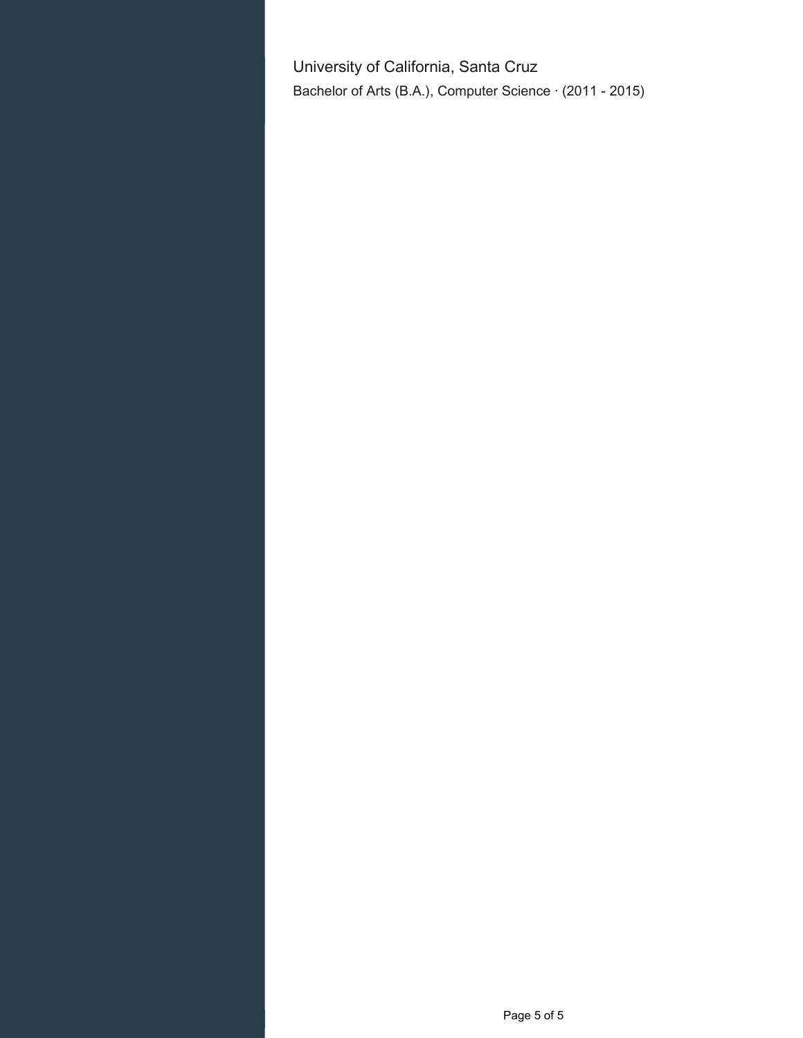University of California, Santa Cruz

Bachelor of Arts (B.A.), Computer Science · (2011 - 2015)